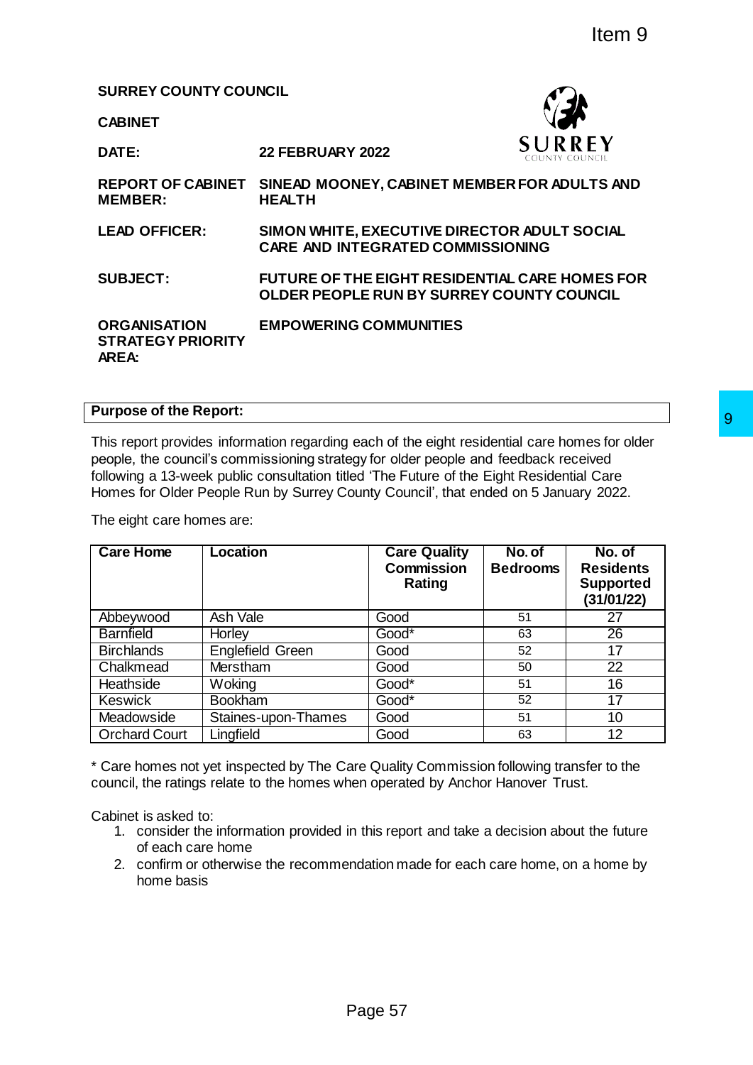Item 9

**SURREY COUNTY COUNCIL**

**CABINET**

| | |
|---|---|
| **DATE:** | **22 FEBRUARY 2022** |
| **REPORT OF CABINET MEMBER:** | **SINEAD MOONEY, CABINET MEMBER FOR ADULTS AND HEALTH** |
| **LEAD OFFICER:** | **SIMON WHITE, EXECUTIVE DIRECTOR ADULT SOCIAL CARE AND INTEGRATED COMMISSIONING** |
| **SUBJECT:** | **FUTURE OF THE EIGHT RESIDENTIAL CARE HOMES FOR OLDER PEOPLE RUN BY SURREY COUNTY COUNCIL** |
| **ORGANISATION STRATEGY PRIORITY AREA:** | **EMPOWERING COMMUNITIES** |

**Purpose of the Report:**

This report provides information regarding each of the eight residential care homes for older people, the council's commissioning strategy for older people and feedback received following a 13-week public consultation titled 'The Future of the Eight Residential Care Homes for Older People Run by Surrey County Council', that ended on 5 January 2022.

The eight care homes are:

| Care Home | Location | Care Quality Commission Rating | No. of Bedrooms | No. of Residents Supported (31/01/22) |
|---|---|---|---|---|
| Abbeywood | Ash Vale | Good | 51 | 27 |
| Barnfield | Horley | Good* | 63 | 26 |
| Birchlands | Englefield Green | Good | 52 | 17 |
| Chalkmead | Merstham | Good | 50 | 22 |
| Heathside | Woking | Good* | 51 | 16 |
| Keswick | Bookham | Good* | 52 | 17 |
| Meadowside | Staines-upon-Thames | Good | 51 | 10 |
| Orchard Court | Lingfield | Good | 63 | 12 |

* Care homes not yet inspected by The Care Quality Commission following transfer to the council, the ratings relate to the homes when operated by Anchor Hanover Trust.

Cabinet is asked to:

1. consider the information provided in this report and take a decision about the future of each care home
2. confirm or otherwise the recommendation made for each care home, on a home by home basis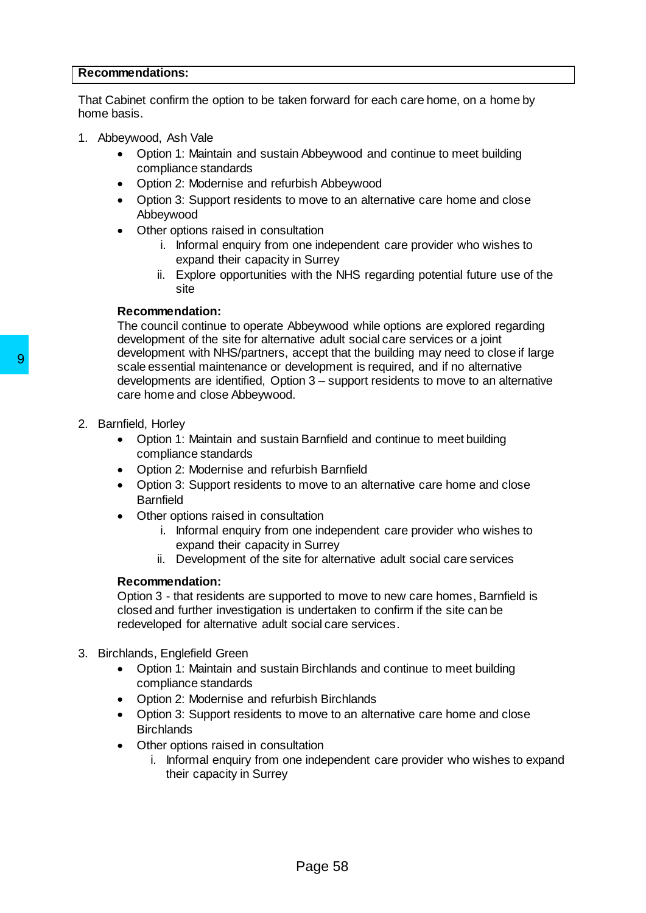**Recommendations:**

That Cabinet confirm the option to be taken forward for each care home, on a home by home basis.

1. Abbeywood, Ash Vale
   - Option 1: Maintain and sustain Abbeywood and continue to meet building compliance standards
   - Option 2: Modernise and refurbish Abbeywood
   - Option 3: Support residents to move to an alternative care home and close Abbeywood
   - Other options raised in consultation
     i. Informal enquiry from one independent care provider who wishes to expand their capacity in Surrey
     ii. Explore opportunities with the NHS regarding potential future use of the site

   **Recommendation:**
   The council continue to operate Abbeywood while options are explored regarding development of the site for alternative adult social care services or a joint development with NHS/partners, accept that the building may need to close if large scale essential maintenance or development is required, and if no alternative developments are identified, Option 3 – support residents to move to an alternative care home and close Abbeywood.

2. Barnfield, Horley
   - Option 1: Maintain and sustain Barnfield and continue to meet building compliance standards
   - Option 2: Modernise and refurbish Barnfield
   - Option 3: Support residents to move to an alternative care home and close Barnfield
   - Other options raised in consultation
     i. Informal enquiry from one independent care provider who wishes to expand their capacity in Surrey
     ii. Development of the site for alternative adult social care services

   **Recommendation:**
   Option 3 - that residents are supported to move to new care homes, Barnfield is closed and further investigation is undertaken to confirm if the site can be redeveloped for alternative adult social care services.

3. Birchlands, Englefield Green
   - Option 1: Maintain and sustain Birchlands and continue to meet building compliance standards
   - Option 2: Modernise and refurbish Birchlands
   - Option 3: Support residents to move to an alternative care home and close Birchlands
   - Other options raised in consultation
     i. Informal enquiry from one independent care provider who wishes to expand their capacity in Surrey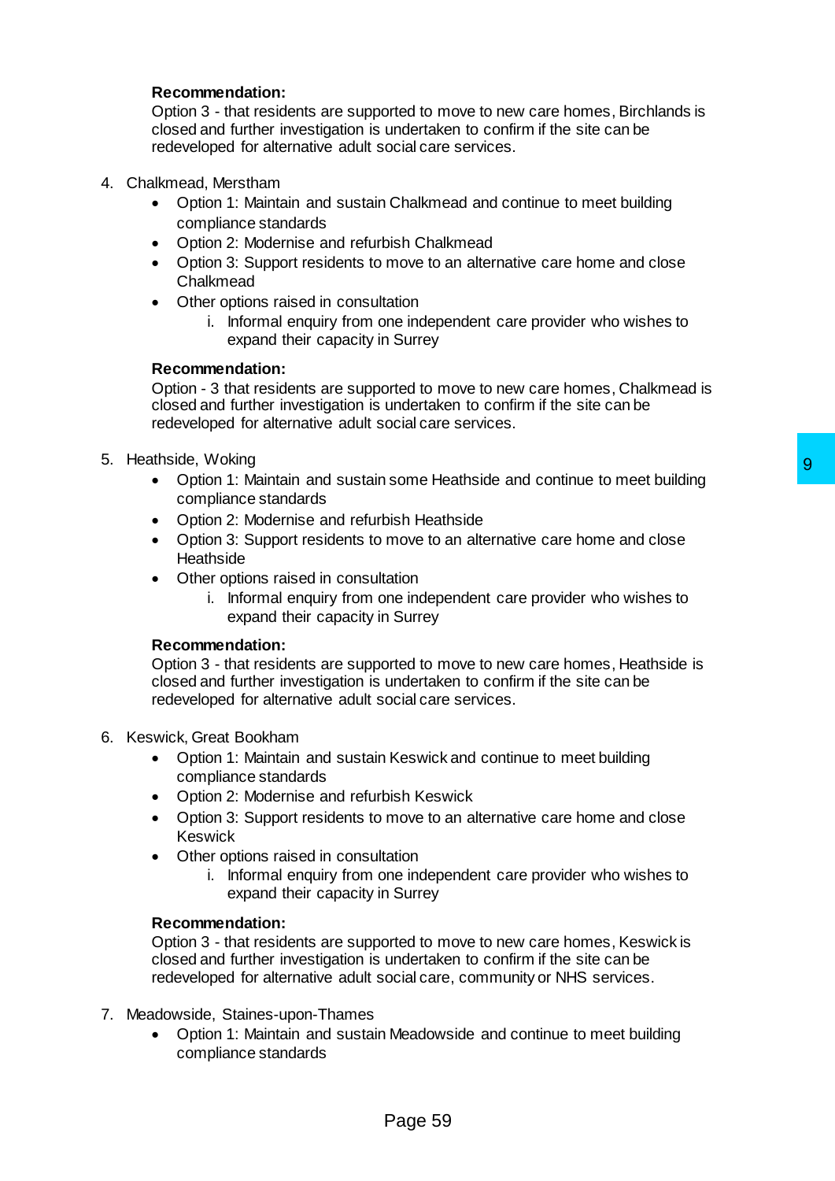**Recommendation:**
Option 3 - that residents are supported to move to new care homes, Birchlands is closed and further investigation is undertaken to confirm if the site can be redeveloped for alternative adult social care services.

4. Chalkmead, Merstham
    - Option 1: Maintain and sustain Chalkmead and continue to meet building compliance standards
    - Option 2: Modernise and refurbish Chalkmead
    - Option 3: Support residents to move to an alternative care home and close Chalkmead
    - Other options raised in consultation
        i. Informal enquiry from one independent care provider who wishes to expand their capacity in Surrey

    **Recommendation:**
    Option - 3 that residents are supported to move to new care homes, Chalkmead is closed and further investigation is undertaken to confirm if the site can be redeveloped for alternative adult social care services.

5. Heathside, Woking
    - Option 1: Maintain and sustain some Heathside and continue to meet building compliance standards
    - Option 2: Modernise and refurbish Heathside
    - Option 3: Support residents to move to an alternative care home and close Heathside
    - Other options raised in consultation
        i. Informal enquiry from one independent care provider who wishes to expand their capacity in Surrey

    **Recommendation:**
    Option 3 - that residents are supported to move to new care homes, Heathside is closed and further investigation is undertaken to confirm if the site can be redeveloped for alternative adult social care services.

6. Keswick, Great Bookham
    - Option 1: Maintain and sustain Keswick and continue to meet building compliance standards
    - Option 2: Modernise and refurbish Keswick
    - Option 3: Support residents to move to an alternative care home and close Keswick
    - Other options raised in consultation
        i. Informal enquiry from one independent care provider who wishes to expand their capacity in Surrey

    **Recommendation:**
    Option 3 - that residents are supported to move to new care homes, Keswick is closed and further investigation is undertaken to confirm if the site can be redeveloped for alternative adult social care, community or NHS services.

7. Meadowside, Staines-upon-Thames
    - Option 1: Maintain and sustain Meadowside and continue to meet building compliance standards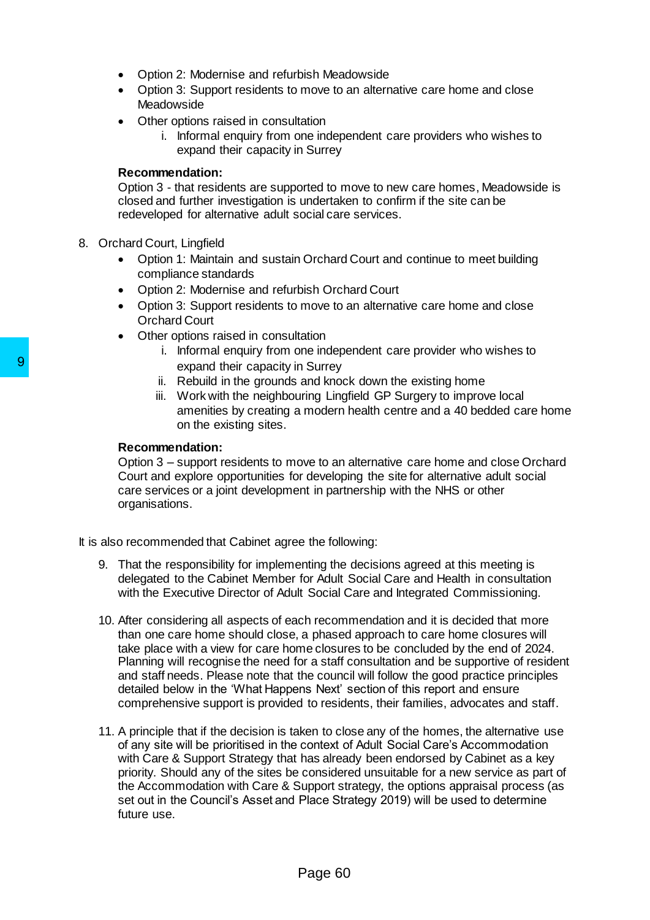- Option 2: Modernise and refurbish Meadowside
- Option 3: Support residents to move to an alternative care home and close Meadowside
- Other options raised in consultation
    i. Informal enquiry from one independent care providers who wishes to expand their capacity in Surrey

**Recommendation:**
Option 3 - that residents are supported to move to new care homes, Meadowside is closed and further investigation is undertaken to confirm if the site can be redeveloped for alternative adult social care services.

8. Orchard Court, Lingfield
    - Option 1: Maintain and sustain Orchard Court and continue to meet building compliance standards
    - Option 2: Modernise and refurbish Orchard Court
    - Option 3: Support residents to move to an alternative care home and close Orchard Court
    - Other options raised in consultation
        i. Informal enquiry from one independent care provider who wishes to expand their capacity in Surrey
        ii. Rebuild in the grounds and knock down the existing home
        iii. Work with the neighbouring Lingfield GP Surgery to improve local amenities by creating a modern health centre and a 40 bedded care home on the existing sites.

    **Recommendation:**
    Option 3 – support residents to move to an alternative care home and close Orchard Court and explore opportunities for developing the site for alternative adult social care services or a joint development in partnership with the NHS or other organisations.

It is also recommended that Cabinet agree the following:

9. That the responsibility for implementing the decisions agreed at this meeting is delegated to the Cabinet Member for Adult Social Care and Health in consultation with the Executive Director of Adult Social Care and Integrated Commissioning.

10. After considering all aspects of each recommendation and it is decided that more than one care home should close, a phased approach to care home closures will take place with a view for care home closures to be concluded by the end of 2024. Planning will recognise the need for a staff consultation and be supportive of resident and staff needs. Please note that the council will follow the good practice principles detailed below in the 'What Happens Next' section of this report and ensure comprehensive support is provided to residents, their families, advocates and staff.

11. A principle that if the decision is taken to close any of the homes, the alternative use of any site will be prioritised in the context of Adult Social Care's Accommodation with Care & Support Strategy that has already been endorsed by Cabinet as a key priority. Should any of the sites be considered unsuitable for a new service as part of the Accommodation with Care & Support strategy, the options appraisal process (as set out in the Council's Asset and Place Strategy 2019) will be used to determine future use.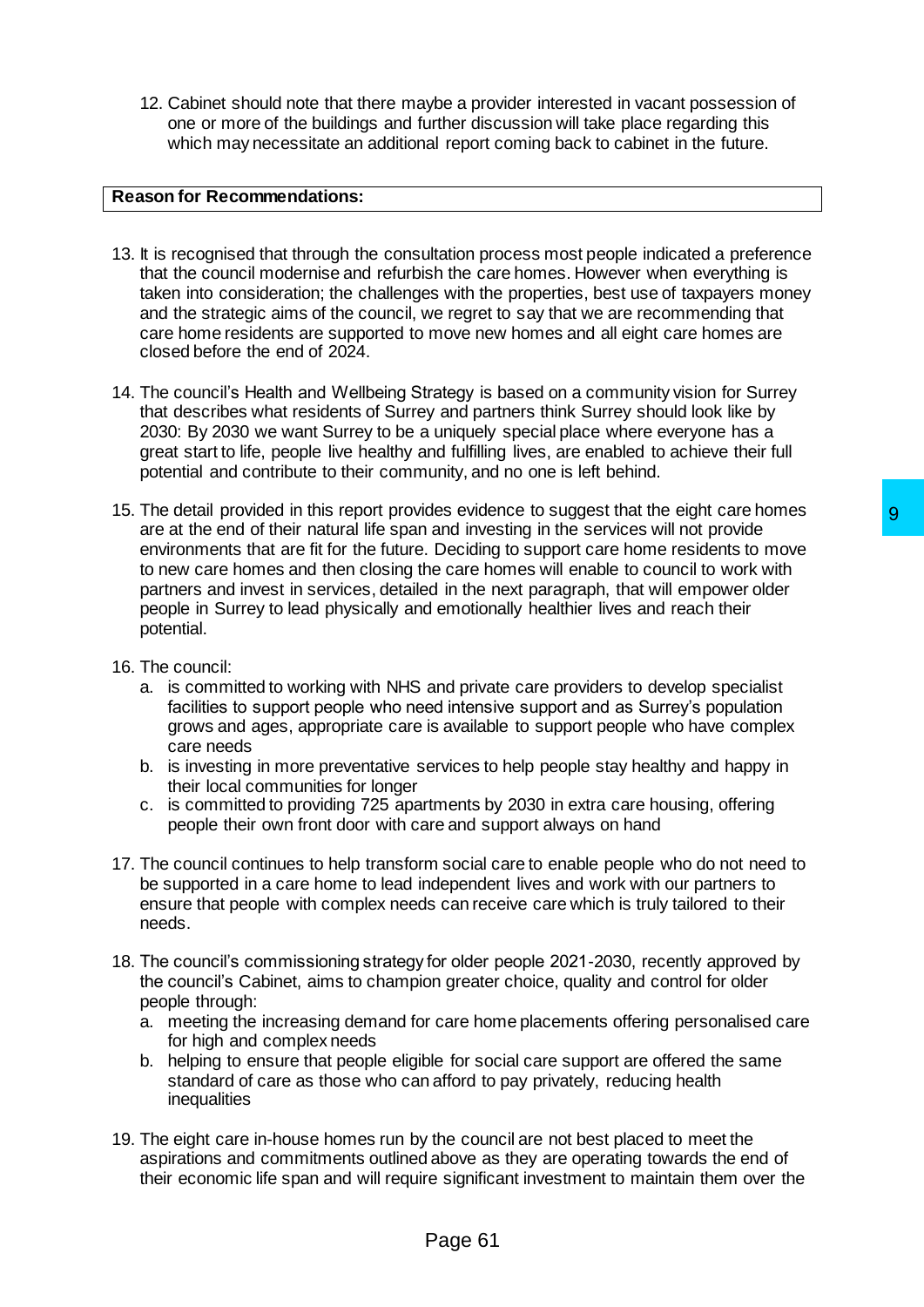12. Cabinet should note that there maybe a provider interested in vacant possession of one or more of the buildings and further discussion will take place regarding this which may necessitate an additional report coming back to cabinet in the future.

| **Reason for Recommendations:** |
|---|

13. It is recognised that through the consultation process most people indicated a preference that the council modernise and refurbish the care homes. However when everything is taken into consideration; the challenges with the properties, best use of taxpayers money and the strategic aims of the council, we regret to say that we are recommending that care home residents are supported to move new homes and all eight care homes are closed before the end of 2024.

14. The council's Health and Wellbeing Strategy is based on a community vision for Surrey that describes what residents of Surrey and partners think Surrey should look like by 2030: By 2030 we want Surrey to be a uniquely special place where everyone has a great start to life, people live healthy and fulfilling lives, are enabled to achieve their full potential and contribute to their community, and no one is left behind.

15. The detail provided in this report provides evidence to suggest that the eight care homes are at the end of their natural life span and investing in the services will not provide environments that are fit for the future. Deciding to support care home residents to move to new care homes and then closing the care homes will enable to council to work with partners and invest in services, detailed in the next paragraph, that will empower older people in Surrey to lead physically and emotionally healthier lives and reach their potential.

16. The council:
    a. is committed to working with NHS and private care providers to develop specialist facilities to support people who need intensive support and as Surrey's population grows and ages, appropriate care is available to support people who have complex care needs
    b. is investing in more preventative services to help people stay healthy and happy in their local communities for longer
    c. is committed to providing 725 apartments by 2030 in extra care housing, offering people their own front door with care and support always on hand

17. The council continues to help transform social care to enable people who do not need to be supported in a care home to lead independent lives and work with our partners to ensure that people with complex needs can receive care which is truly tailored to their needs.

18. The council's commissioning strategy for older people 2021-2030, recently approved by the council's Cabinet, aims to champion greater choice, quality and control for older people through:
    a. meeting the increasing demand for care home placements offering personalised care for high and complex needs
    b. helping to ensure that people eligible for social care support are offered the same standard of care as those who can afford to pay privately, reducing health inequalities

19. The eight care in-house homes run by the council are not best placed to meet the aspirations and commitments outlined above as they are operating towards the end of their economic life span and will require significant investment to maintain them over the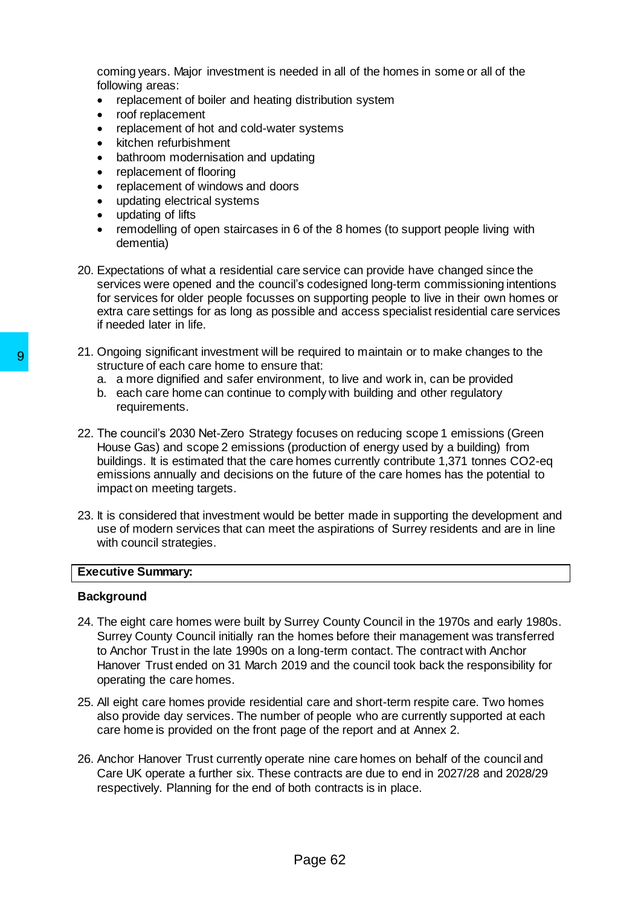coming years. Major investment is needed in all of the homes in some or all of the following areas:

- replacement of boiler and heating distribution system
- roof replacement
- replacement of hot and cold-water systems
- kitchen refurbishment
- bathroom modernisation and updating
- replacement of flooring
- replacement of windows and doors
- updating electrical systems
- updating of lifts
- remodelling of open staircases in 6 of the 8 homes (to support people living with dementia)

20. Expectations of what a residential care service can provide have changed since the services were opened and the council's codesigned long-term commissioning intentions for services for older people focusses on supporting people to live in their own homes or extra care settings for as long as possible and access specialist residential care services if needed later in life.

21. Ongoing significant investment will be required to maintain or to make changes to the structure of each care home to ensure that:
    a. a more dignified and safer environment, to live and work in, can be provided
    b. each care home can continue to comply with building and other regulatory requirements.

22. The council's 2030 Net-Zero Strategy focuses on reducing scope 1 emissions (Green House Gas) and scope 2 emissions (production of energy used by a building) from buildings. It is estimated that the care homes currently contribute 1,371 tonnes $CO_2$-eq emissions annually and decisions on the future of the care homes has the potential to impact on meeting targets.

23. It is considered that investment would be better made in supporting the development and use of modern services that can meet the aspirations of Surrey residents and are in line with council strategies.

**Executive Summary:**

**Background**

24. The eight care homes were built by Surrey County Council in the 1970s and early 1980s. Surrey County Council initially ran the homes before their management was transferred to Anchor Trust in the late 1990s on a long-term contact. The contract with Anchor Hanover Trust ended on 31 March 2019 and the council took back the responsibility for operating the care homes.

25. All eight care homes provide residential care and short-term respite care. Two homes also provide day services. The number of people who are currently supported at each care home is provided on the front page of the report and at Annex 2.

26. Anchor Hanover Trust currently operate nine care homes on behalf of the council and Care UK operate a further six. These contracts are due to end in 2027/28 and 2028/29 respectively. Planning for the end of both contracts is in place.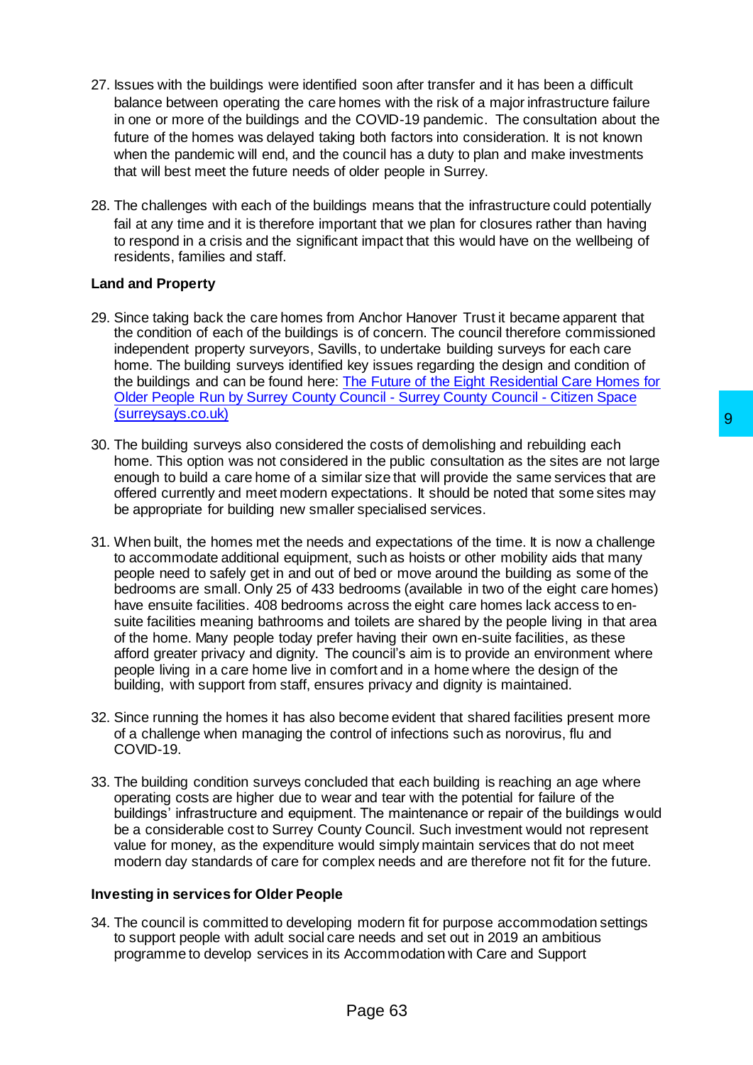27. Issues with the buildings were identified soon after transfer and it has been a difficult balance between operating the care homes with the risk of a major infrastructure failure in one or more of the buildings and the COVID-19 pandemic. The consultation about the future of the homes was delayed taking both factors into consideration. It is not known when the pandemic will end, and the council has a duty to plan and make investments that will best meet the future needs of older people in Surrey.

28. The challenges with each of the buildings means that the infrastructure could potentially fail at any time and it is therefore important that we plan for closures rather than having to respond in a crisis and the significant impact that this would have on the wellbeing of residents, families and staff.

**Land and Property**

29. Since taking back the care homes from Anchor Hanover Trust it became apparent that the condition of each of the buildings is of concern. The council therefore commissioned independent property surveyors, Savills, to undertake building surveys for each care home. The building surveys identified key issues regarding the design and condition of the buildings and can be found here: [The Future of the Eight Residential Care Homes for Older People Run by Surrey County Council - Surrey County Council - Citizen Space (surreysays.co.uk)]

30. The building surveys also considered the costs of demolishing and rebuilding each home. This option was not considered in the public consultation as the sites are not large enough to build a care home of a similar size that will provide the same services that are offered currently and meet modern expectations. It should be noted that some sites may be appropriate for building new smaller specialised services.

31. When built, the homes met the needs and expectations of the time. It is now a challenge to accommodate additional equipment, such as hoists or other mobility aids that many people need to safely get in and out of bed or move around the building as some of the bedrooms are small. Only 25 of 433 bedrooms (available in two of the eight care homes) have ensuite facilities. 408 bedrooms across the eight care homes lack access to en-suite facilities meaning bathrooms and toilets are shared by the people living in that area of the home. Many people today prefer having their own en-suite facilities, as these afford greater privacy and dignity. The council's aim is to provide an environment where people living in a care home live in comfort and in a home where the design of the building, with support from staff, ensures privacy and dignity is maintained.

32. Since running the homes it has also become evident that shared facilities present more of a challenge when managing the control of infections such as norovirus, flu and COVID-19.

33. The building condition surveys concluded that each building is reaching an age where operating costs are higher due to wear and tear with the potential for failure of the buildings' infrastructure and equipment. The maintenance or repair of the buildings would be a considerable cost to Surrey County Council. Such investment would not represent value for money, as the expenditure would simply maintain services that do not meet modern day standards of care for complex needs and are therefore not fit for the future.

**Investing in services for Older People**

34. The council is committed to developing modern fit for purpose accommodation settings to support people with adult social care needs and set out in 2019 an ambitious programme to develop services in its Accommodation with Care and Support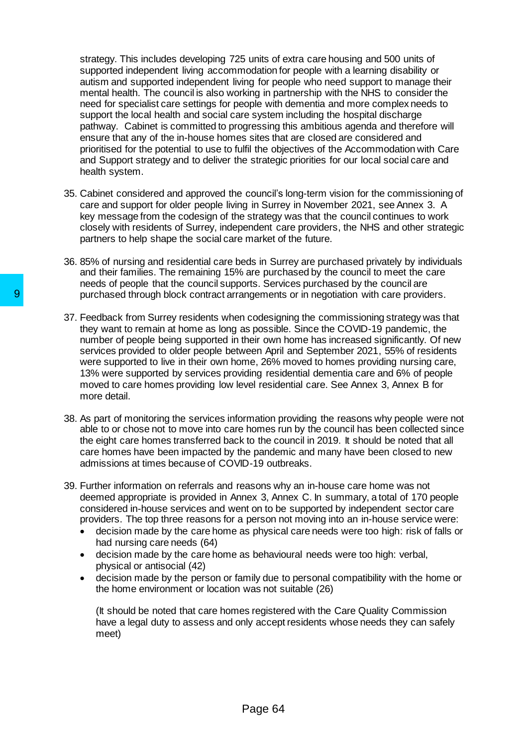strategy. This includes developing 725 units of extra care housing and 500 units of supported independent living accommodation for people with a learning disability or autism and supported independent living for people who need support to manage their mental health. The council is also working in partnership with the NHS to consider the need for specialist care settings for people with dementia and more complex needs to support the local health and social care system including the hospital discharge pathway. Cabinet is committed to progressing this ambitious agenda and therefore will ensure that any of the in-house homes sites that are closed are considered and prioritised for the potential to use to fulfil the objectives of the Accommodation with Care and Support strategy and to deliver the strategic priorities for our local social care and health system.

35. Cabinet considered and approved the council's long-term vision for the commissioning of care and support for older people living in Surrey in November 2021, see Annex 3. A key message from the codesign of the strategy was that the council continues to work closely with residents of Surrey, independent care providers, the NHS and other strategic partners to help shape the social care market of the future.

36. 85% of nursing and residential care beds in Surrey are purchased privately by individuals and their families. The remaining 15% are purchased by the council to meet the care needs of people that the council supports. Services purchased by the council are purchased through block contract arrangements or in negotiation with care providers.

37. Feedback from Surrey residents when codesigning the commissioning strategy was that they want to remain at home as long as possible. Since the COVID-19 pandemic, the number of people being supported in their own home has increased significantly. Of new services provided to older people between April and September 2021, 55% of residents were supported to live in their own home, 26% moved to homes providing nursing care, 13% were supported by services providing residential dementia care and 6% of people moved to care homes providing low level residential care. See Annex 3, Annex B for more detail.

38. As part of monitoring the services information providing the reasons why people were not able to or chose not to move into care homes run by the council has been collected since the eight care homes transferred back to the council in 2019. It should be noted that all care homes have been impacted by the pandemic and many have been closed to new admissions at times because of COVID-19 outbreaks.

39. Further information on referrals and reasons why an in-house care home was not deemed appropriate is provided in Annex 3, Annex C. In summary, a total of 170 people considered in-house services and went on to be supported by independent sector care providers. The top three reasons for a person not moving into an in-house service were:
    - decision made by the care home as physical care needs were too high: risk of falls or had nursing care needs (64)
    - decision made by the care home as behavioural needs were too high: verbal, physical or antisocial (42)
    - decision made by the person or family due to personal compatibility with the home or the home environment or location was not suitable (26)

    (It should be noted that care homes registered with the Care Quality Commission have a legal duty to assess and only accept residents whose needs they can safely meet)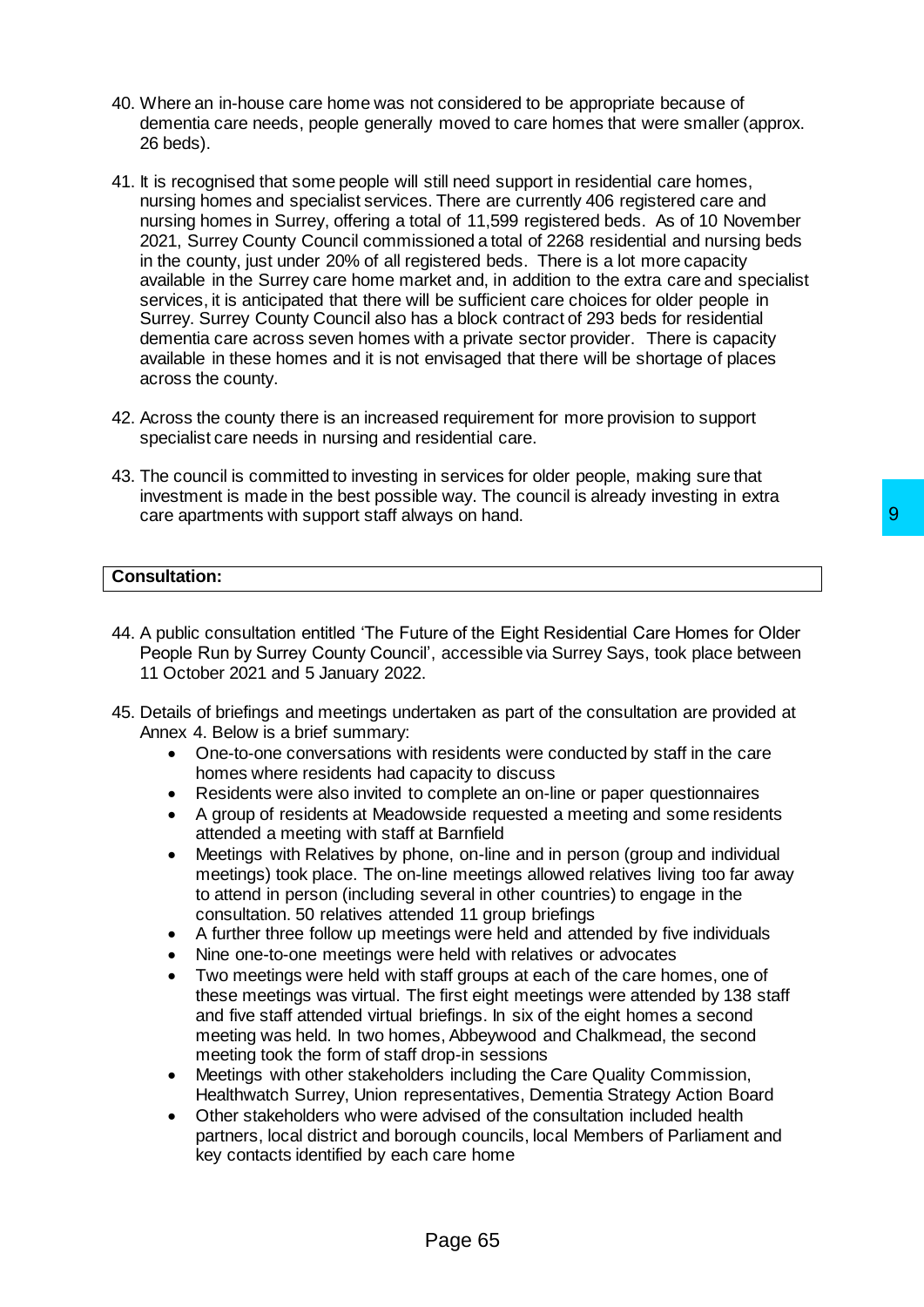40. Where an in-house care home was not considered to be appropriate because of dementia care needs, people generally moved to care homes that were smaller (approx. 26 beds).

41. It is recognised that some people will still need support in residential care homes, nursing homes and specialist services. There are currently 406 registered care and nursing homes in Surrey, offering a total of 11,599 registered beds. As of 10 November 2021, Surrey County Council commissioned a total of 2268 residential and nursing beds in the county, just under 20% of all registered beds. There is a lot more capacity available in the Surrey care home market and, in addition to the extra care and specialist services, it is anticipated that there will be sufficient care choices for older people in Surrey. Surrey County Council also has a block contract of 293 beds for residential dementia care across seven homes with a private sector provider. There is capacity available in these homes and it is not envisaged that there will be shortage of places across the county.

42. Across the county there is an increased requirement for more provision to support specialist care needs in nursing and residential care.

43. The council is committed to investing in services for older people, making sure that investment is made in the best possible way. The council is already investing in extra care apartments with support staff always on hand.

## Consultation:

44. A public consultation entitled 'The Future of the Eight Residential Care Homes for Older People Run by Surrey County Council', accessible via Surrey Says, took place between 11 October 2021 and 5 January 2022.

45. Details of briefings and meetings undertaken as part of the consultation are provided at Annex 4. Below is a brief summary:
    - One-to-one conversations with residents were conducted by staff in the care homes where residents had capacity to discuss
    - Residents were also invited to complete an on-line or paper questionnaires
    - A group of residents at Meadowside requested a meeting and some residents attended a meeting with staff at Barnfield
    - Meetings with Relatives by phone, on-line and in person (group and individual meetings) took place. The on-line meetings allowed relatives living too far away to attend in person (including several in other countries) to engage in the consultation. 50 relatives attended 11 group briefings
    - A further three follow up meetings were held and attended by five individuals
    - Nine one-to-one meetings were held with relatives or advocates
    - Two meetings were held with staff groups at each of the care homes, one of these meetings was virtual. The first eight meetings were attended by 138 staff and five staff attended virtual briefings. In six of the eight homes a second meeting was held. In two homes, Abbeywood and Chalkmead, the second meeting took the form of staff drop-in sessions
    - Meetings with other stakeholders including the Care Quality Commission, Healthwatch Surrey, Union representatives, Dementia Strategy Action Board
    - Other stakeholders who were advised of the consultation included health partners, local district and borough councils, local Members of Parliament and key contacts identified by each care home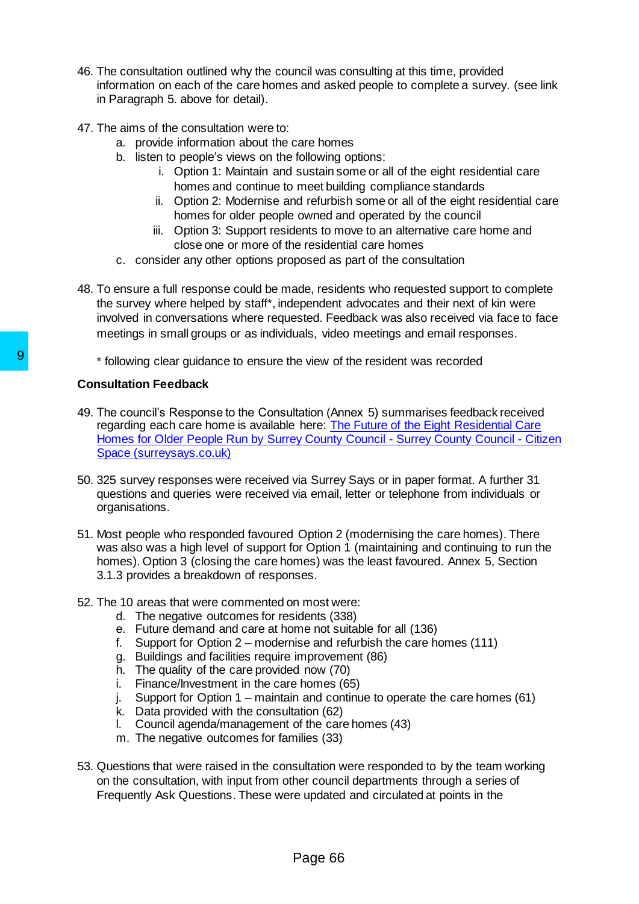46. The consultation outlined why the council was consulting at this time, provided information on each of the care homes and asked people to complete a survey. (see link in Paragraph 5. above for detail).

47. The aims of the consultation were to:
    a. provide information about the care homes
    b. listen to people's views on the following options:
        i. Option 1: Maintain and sustain some or all of the eight residential care homes and continue to meet building compliance standards
        ii. Option 2: Modernise and refurbish some or all of the eight residential care homes for older people owned and operated by the council
        iii. Option 3: Support residents to move to an alternative care home and close one or more of the residential care homes
    c. consider any other options proposed as part of the consultation

48. To ensure a full response could be made, residents who requested support to complete the survey where helped by staff*, independent advocates and their next of kin were involved in conversations where requested. Feedback was also received via face to face meetings in small groups or as individuals, video meetings and email responses.

    * following clear guidance to ensure the view of the resident was recorded

**Consultation Feedback**

49. The council's Response to the Consultation (Annex 5) summarises feedback received regarding each care home is available here: [The Future of the Eight Residential Care Homes for Older People Run by Surrey County Council - Surrey County Council - Citizen Space (surreysays.co.uk)]()

50. 325 survey responses were received via Surrey Says or in paper format. A further 31 questions and queries were received via email, letter or telephone from individuals or organisations.

51. Most people who responded favoured Option 2 (modernising the care homes). There was also was a high level of support for Option 1 (maintaining and continuing to run the homes). Option 3 (closing the care homes) was the least favoured. Annex 5, Section 3.1.3 provides a breakdown of responses.

52. The 10 areas that were commented on most were:
    d. The negative outcomes for residents (338)
    e. Future demand and care at home not suitable for all (136)
    f. Support for Option 2 – modernise and refurbish the care homes (111)
    g. Buildings and facilities require improvement (86)
    h. The quality of the care provided now (70)
    i. Finance/Investment in the care homes (65)
    j. Support for Option 1 – maintain and continue to operate the care homes (61)
    k. Data provided with the consultation (62)
    l. Council agenda/management of the care homes (43)
    m. The negative outcomes for families (33)

53. Questions that were raised in the consultation were responded to by the team working on the consultation, with input from other council departments through a series of Frequently Ask Questions. These were updated and circulated at points in the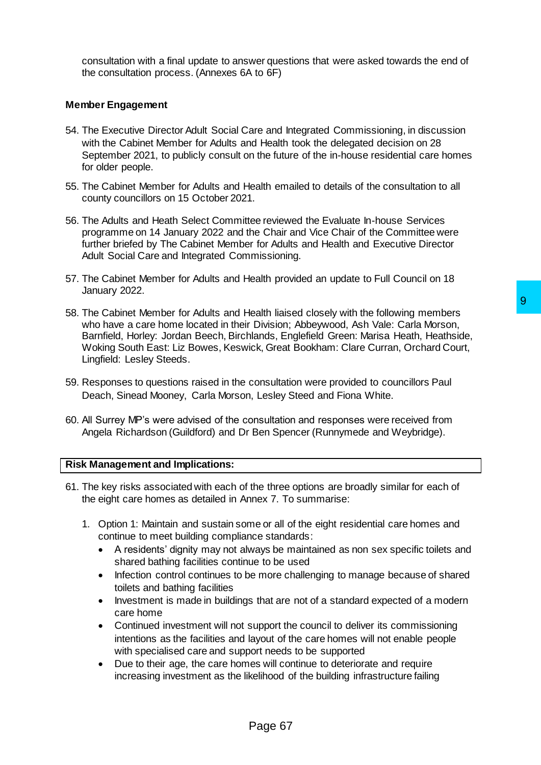consultation with a final update to answer questions that were asked towards the end of the consultation process. (Annexes 6A to 6F)

**Member Engagement**

54. The Executive Director Adult Social Care and Integrated Commissioning, in discussion with the Cabinet Member for Adults and Health took the delegated decision on 28 September 2021, to publicly consult on the future of the in-house residential care homes for older people.

55. The Cabinet Member for Adults and Health emailed to details of the consultation to all county councillors on 15 October 2021.

56. The Adults and Heath Select Committee reviewed the Evaluate In-house Services programme on 14 January 2022 and the Chair and Vice Chair of the Committee were further briefed by The Cabinet Member for Adults and Health and Executive Director Adult Social Care and Integrated Commissioning.

57. The Cabinet Member for Adults and Health provided an update to Full Council on 18 January 2022.

58. The Cabinet Member for Adults and Health liaised closely with the following members who have a care home located in their Division; Abbeywood, Ash Vale: Carla Morson, Barnfield, Horley: Jordan Beech, Birchlands, Englefield Green: Marisa Heath, Heathside, Woking South East: Liz Bowes, Keswick, Great Bookham: Clare Curran, Orchard Court, Lingfield: Lesley Steeds.

59. Responses to questions raised in the consultation were provided to councillors Paul Deach, Sinead Mooney, Carla Morson, Lesley Steed and Fiona White.

60. All Surrey MP's were advised of the consultation and responses were received from Angela Richardson (Guildford) and Dr Ben Spencer (Runnymede and Weybridge).

**Risk Management and Implications:**

61. The key risks associated with each of the three options are broadly similar for each of the eight care homes as detailed in Annex 7. To summarise:

    1. Option 1: Maintain and sustain some or all of the eight residential care homes and continue to meet building compliance standards:
        - A residents' dignity may not always be maintained as non sex specific toilets and shared bathing facilities continue to be used
        - Infection control continues to be more challenging to manage because of shared toilets and bathing facilities
        - Investment is made in buildings that are not of a standard expected of a modern care home
        - Continued investment will not support the council to deliver its commissioning intentions as the facilities and layout of the care homes will not enable people with specialised care and support needs to be supported
        - Due to their age, the care homes will continue to deteriorate and require increasing investment as the likelihood of the building infrastructure failing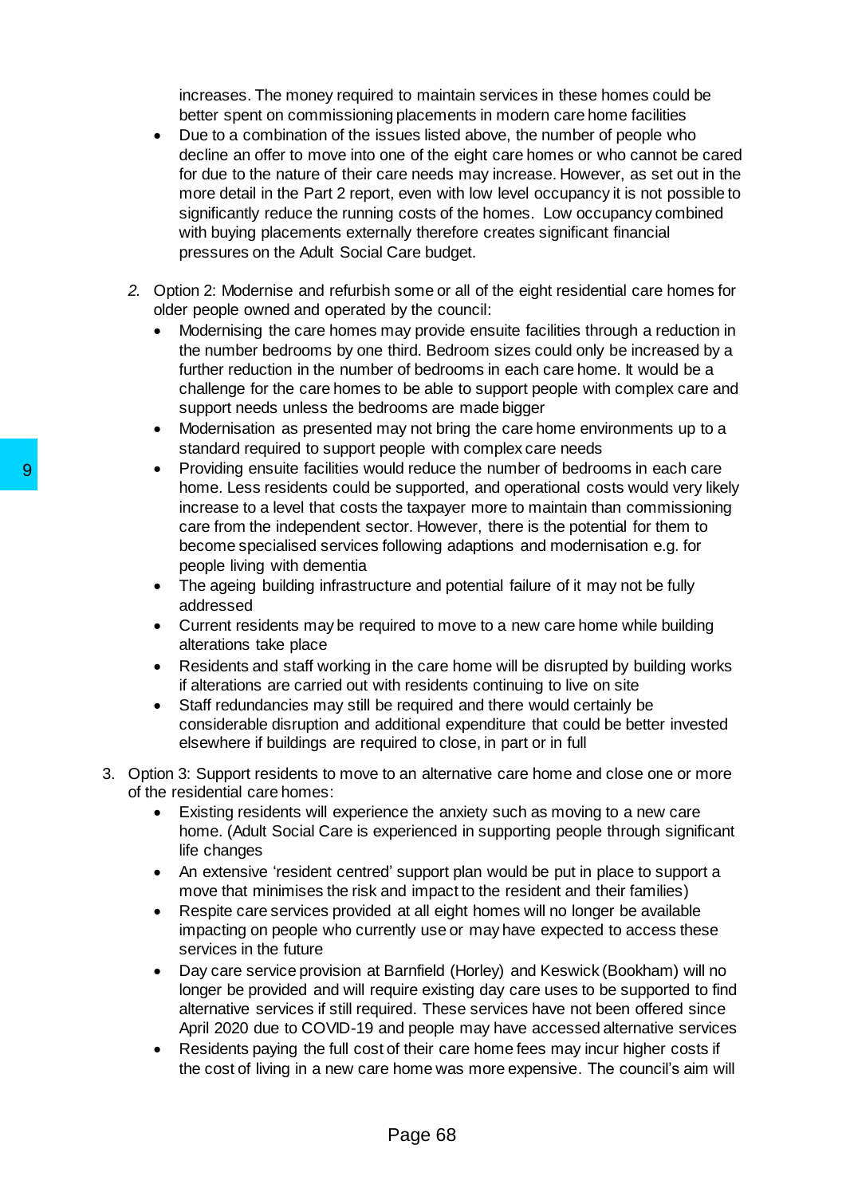increases. The money required to maintain services in these homes could be better spent on commissioning placements in modern care home facilities

- Due to a combination of the issues listed above, the number of people who decline an offer to move into one of the eight care homes or who cannot be cared for due to the nature of their care needs may increase. However, as set out in the more detail in the Part 2 report, even with low level occupancy it is not possible to significantly reduce the running costs of the homes. Low occupancy combined with buying placements externally therefore creates significant financial pressures on the Adult Social Care budget.

2. Option 2: Modernise and refurbish some or all of the eight residential care homes for older people owned and operated by the council:
   - Modernising the care homes may provide ensuite facilities through a reduction in the number bedrooms by one third. Bedroom sizes could only be increased by a further reduction in the number of bedrooms in each care home. It would be a challenge for the care homes to be able to support people with complex care and support needs unless the bedrooms are made bigger
   - Modernisation as presented may not bring the care home environments up to a standard required to support people with complex care needs
   - Providing ensuite facilities would reduce the number of bedrooms in each care home. Less residents could be supported, and operational costs would very likely increase to a level that costs the taxpayer more to maintain than commissioning care from the independent sector. However, there is the potential for them to become specialised services following adaptions and modernisation e.g. for people living with dementia
   - The ageing building infrastructure and potential failure of it may not be fully addressed
   - Current residents may be required to move to a new care home while building alterations take place
   - Residents and staff working in the care home will be disrupted by building works if alterations are carried out with residents continuing to live on site
   - Staff redundancies may still be required and there would certainly be considerable disruption and additional expenditure that could be better invested elsewhere if buildings are required to close, in part or in full

3. Option 3: Support residents to move to an alternative care home and close one or more of the residential care homes:
   - Existing residents will experience the anxiety such as moving to a new care home. (Adult Social Care is experienced in supporting people through significant life changes
   - An extensive 'resident centred' support plan would be put in place to support a move that minimises the risk and impact to the resident and their families)
   - Respite care services provided at all eight homes will no longer be available impacting on people who currently use or may have expected to access these services in the future
   - Day care service provision at Barnfield (Horley) and Keswick (Bookham) will no longer be provided and will require existing day care uses to be supported to find alternative services if still required. These services have not been offered since April 2020 due to COVID-19 and people may have accessed alternative services
   - Residents paying the full cost of their care home fees may incur higher costs if the cost of living in a new care home was more expensive. The council's aim will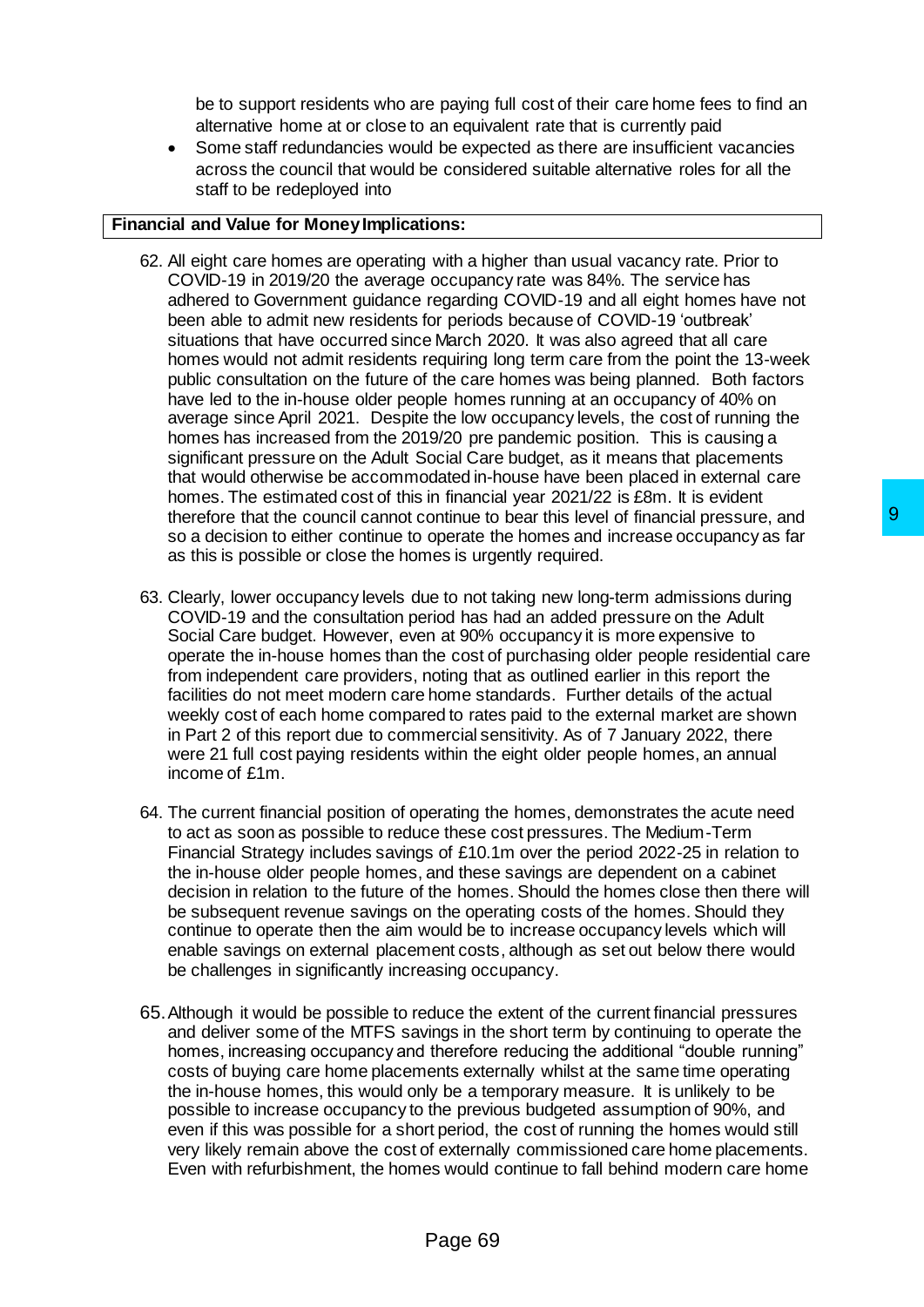be to support residents who are paying full cost of their care home fees to find an alternative home at or close to an equivalent rate that is currently paid

- Some staff redundancies would be expected as there are insufficient vacancies across the council that would be considered suitable alternative roles for all the staff to be redeployed into

**Financial and Value for Money Implications:**

62. All eight care homes are operating with a higher than usual vacancy rate. Prior to COVID-19 in 2019/20 the average occupancy rate was 84%. The service has adhered to Government guidance regarding COVID-19 and all eight homes have not been able to admit new residents for periods because of COVID-19 'outbreak' situations that have occurred since March 2020. It was also agreed that all care homes would not admit residents requiring long term care from the point the 13-week public consultation on the future of the care homes was being planned. Both factors have led to the in-house older people homes running at an occupancy of 40% on average since April 2021. Despite the low occupancy levels, the cost of running the homes has increased from the 2019/20 pre pandemic position. This is causing a significant pressure on the Adult Social Care budget, as it means that placements that would otherwise be accommodated in-house have been placed in external care homes. The estimated cost of this in financial year 2021/22 is £8m. It is evident therefore that the council cannot continue to bear this level of financial pressure, and so a decision to either continue to operate the homes and increase occupancy as far as this is possible or close the homes is urgently required.

63. Clearly, lower occupancy levels due to not taking new long-term admissions during COVID-19 and the consultation period has had an added pressure on the Adult Social Care budget. However, even at 90% occupancy it is more expensive to operate the in-house homes than the cost of purchasing older people residential care from independent care providers, noting that as outlined earlier in this report the facilities do not meet modern care home standards. Further details of the actual weekly cost of each home compared to rates paid to the external market are shown in Part 2 of this report due to commercial sensitivity. As of 7 January 2022, there were 21 full cost paying residents within the eight older people homes, an annual income of £1m.

64. The current financial position of operating the homes, demonstrates the acute need to act as soon as possible to reduce these cost pressures. The Medium-Term Financial Strategy includes savings of £10.1m over the period 2022-25 in relation to the in-house older people homes, and these savings are dependent on a cabinet decision in relation to the future of the homes. Should the homes close then there will be subsequent revenue savings on the operating costs of the homes. Should they continue to operate then the aim would be to increase occupancy levels which will enable savings on external placement costs, although as set out below there would be challenges in significantly increasing occupancy.

65. Although it would be possible to reduce the extent of the current financial pressures and deliver some of the MTFS savings in the short term by continuing to operate the homes, increasing occupancy and therefore reducing the additional "double running" costs of buying care home placements externally whilst at the same time operating the in-house homes, this would only be a temporary measure. It is unlikely to be possible to increase occupancy to the previous budgeted assumption of 90%, and even if this was possible for a short period, the cost of running the homes would still very likely remain above the cost of externally commissioned care home placements. Even with refurbishment, the homes would continue to fall behind modern care home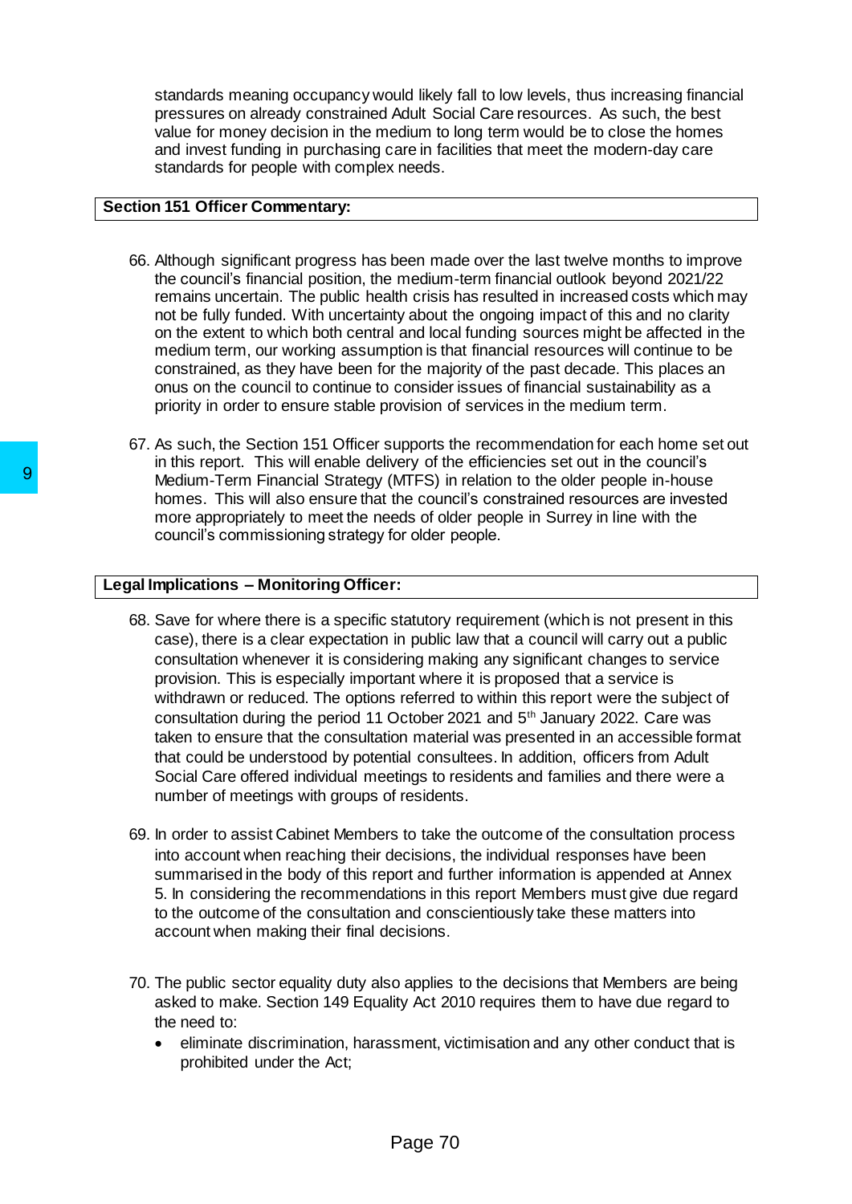standards meaning occupancy would likely fall to low levels, thus increasing financial pressures on already constrained Adult Social Care resources. As such, the best value for money decision in the medium to long term would be to close the homes and invest funding in purchasing care in facilities that meet the modern-day care standards for people with complex needs.

**Section 151 Officer Commentary:**

66. Although significant progress has been made over the last twelve months to improve the council's financial position, the medium-term financial outlook beyond 2021/22 remains uncertain. The public health crisis has resulted in increased costs which may not be fully funded. With uncertainty about the ongoing impact of this and no clarity on the extent to which both central and local funding sources might be affected in the medium term, our working assumption is that financial resources will continue to be constrained, as they have been for the majority of the past decade. This places an onus on the council to continue to consider issues of financial sustainability as a priority in order to ensure stable provision of services in the medium term.

67. As such, the Section 151 Officer supports the recommendation for each home set out in this report. This will enable delivery of the efficiencies set out in the council's Medium-Term Financial Strategy (MTFS) in relation to the older people in-house homes. This will also ensure that the council's constrained resources are invested more appropriately to meet the needs of older people in Surrey in line with the council's commissioning strategy for older people.

**Legal Implications – Monitoring Officer:**

68. Save for where there is a specific statutory requirement (which is not present in this case), there is a clear expectation in public law that a council will carry out a public consultation whenever it is considering making any significant changes to service provision. This is especially important where it is proposed that a service is withdrawn or reduced. The options referred to within this report were the subject of consultation during the period 11 October 2021 and 5th January 2022. Care was taken to ensure that the consultation material was presented in an accessible format that could be understood by potential consultees. In addition, officers from Adult Social Care offered individual meetings to residents and families and there were a number of meetings with groups of residents.

69. In order to assist Cabinet Members to take the outcome of the consultation process into account when reaching their decisions, the individual responses have been summarised in the body of this report and further information is appended at Annex 5. In considering the recommendations in this report Members must give due regard to the outcome of the consultation and conscientiously take these matters into account when making their final decisions.

70. The public sector equality duty also applies to the decisions that Members are being asked to make. Section 149 Equality Act 2010 requires them to have due regard to the need to:
    - eliminate discrimination, harassment, victimisation and any other conduct that is prohibited under the Act;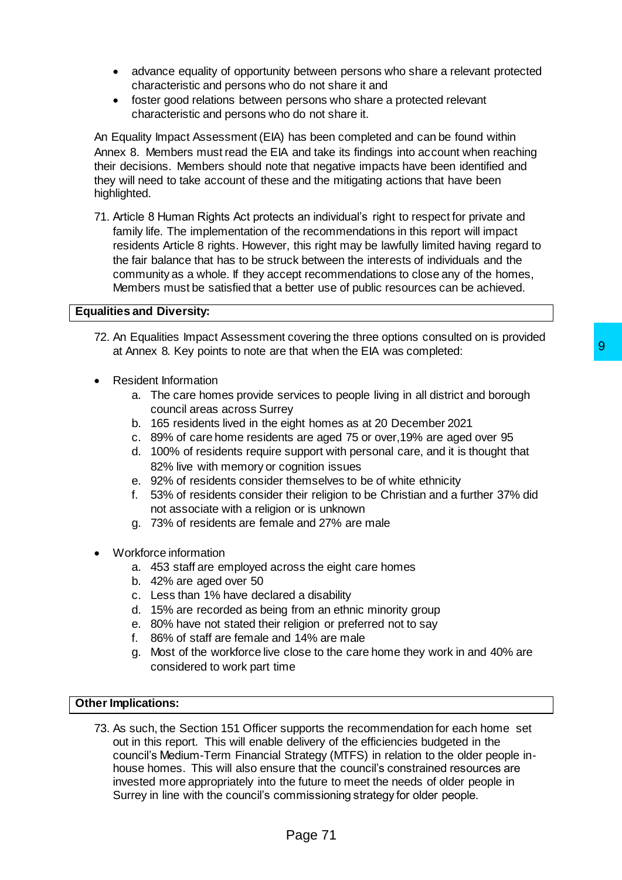- advance equality of opportunity between persons who share a relevant protected characteristic and persons who do not share it and
- foster good relations between persons who share a protected relevant characteristic and persons who do not share it.

An Equality Impact Assessment (EIA) has been completed and can be found within Annex 8. Members must read the EIA and take its findings into account when reaching their decisions. Members should note that negative impacts have been identified and they will need to take account of these and the mitigating actions that have been highlighted.

71. Article 8 Human Rights Act protects an individual's right to respect for private and family life. The implementation of the recommendations in this report will impact residents Article 8 rights. However, this right may be lawfully limited having regard to the fair balance that has to be struck between the interests of individuals and the community as a whole. If they accept recommendations to close any of the homes, Members must be satisfied that a better use of public resources can be achieved.

**Equalities and Diversity:**

72. An Equalities Impact Assessment covering the three options consulted on is provided at Annex 8. Key points to note are that when the EIA was completed:

- Resident Information
  a. The care homes provide services to people living in all district and borough council areas across Surrey
  b. 165 residents lived in the eight homes as at 20 December 2021
  c. 89% of care home residents are aged 75 or over,19% are aged over 95
  d. 100% of residents require support with personal care, and it is thought that 82% live with memory or cognition issues
  e. 92% of residents consider themselves to be of white ethnicity
  f. 53% of residents consider their religion to be Christian and a further 37% did not associate with a religion or is unknown
  g. 73% of residents are female and 27% are male

- Workforce information
  a. 453 staff are employed across the eight care homes
  b. 42% are aged over 50
  c. Less than 1% have declared a disability
  d. 15% are recorded as being from an ethnic minority group
  e. 80% have not stated their religion or preferred not to say
  f. 86% of staff are female and 14% are male
  g. Most of the workforce live close to the care home they work in and 40% are considered to work part time

**Other Implications:**

73. As such, the Section 151 Officer supports the recommendation for each home set out in this report. This will enable delivery of the efficiencies budgeted in the council's Medium-Term Financial Strategy (MTFS) in relation to the older people in-house homes. This will also ensure that the council's constrained resources are invested more appropriately into the future to meet the needs of older people in Surrey in line with the council's commissioning strategy for older people.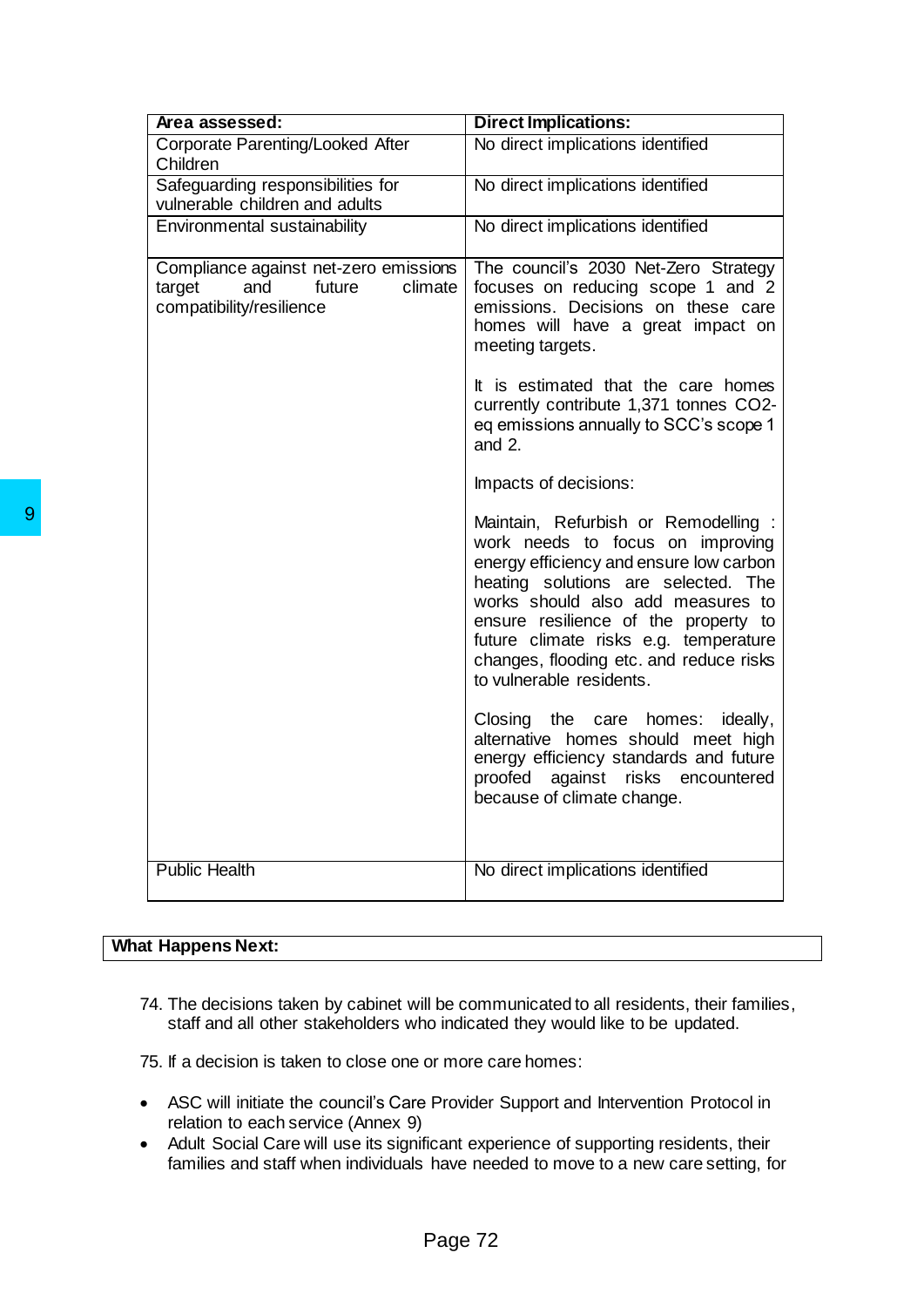| Area assessed: | Direct Implications: |
| --- | --- |
| Corporate Parenting/Looked After Children | No direct implications identified |
| Safeguarding responsibilities for vulnerable children and adults | No direct implications identified |
| Environmental sustainability | No direct implications identified |
| Compliance against net-zero emissions target and future climate compatibility/resilience | The council's 2030 Net-Zero Strategy focuses on reducing scope 1 and 2 emissions. Decisions on these care homes will have a great impact on meeting targets.<br><br>It is estimated that the care homes currently contribute 1,371 tonnes CO2-eq emissions annually to SCC's scope 1 and 2.<br><br>Impacts of decisions:<br><br>Maintain, Refurbish or Remodelling : work needs to focus on improving energy efficiency and ensure low carbon heating solutions are selected. The works should also add measures to ensure resilience of the property to future climate risks e.g. temperature changes, flooding etc. and reduce risks to vulnerable residents.<br><br>Closing the care homes: ideally, alternative homes should meet high energy efficiency standards and future proofed against risks encountered because of climate change. |
| Public Health | No direct implications identified |

**What Happens Next:**

74. The decisions taken by cabinet will be communicated to all residents, their families, staff and all other stakeholders who indicated they would like to be updated.

75. If a decision is taken to close one or more care homes:

- ASC will initiate the council's Care Provider Support and Intervention Protocol in relation to each service (Annex 9)
- Adult Social Care will use its significant experience of supporting residents, their families and staff when individuals have needed to move to a new care setting, for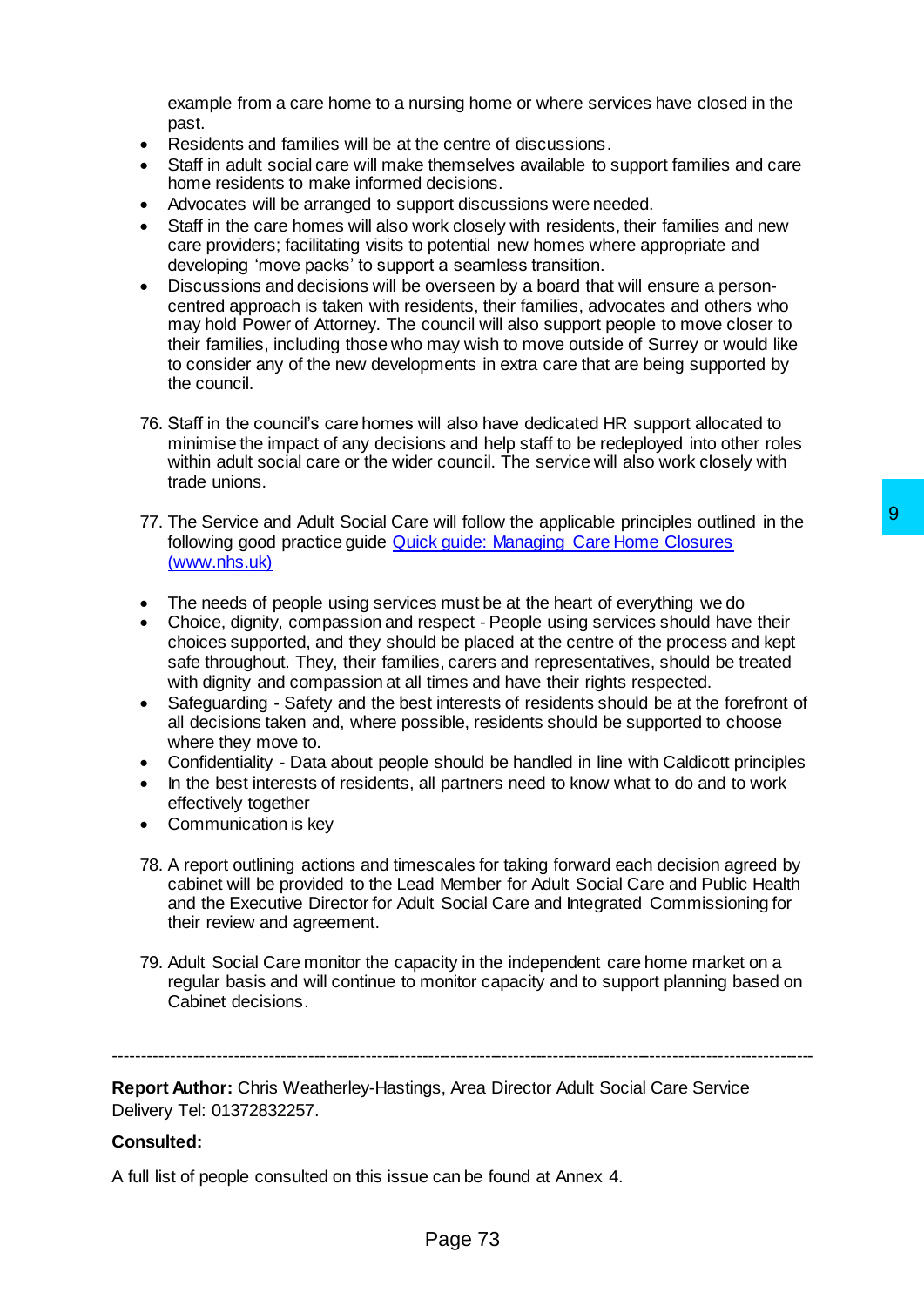example from a care home to a nursing home or where services have closed in the past.

- Residents and families will be at the centre of discussions.
- Staff in adult social care will make themselves available to support families and care home residents to make informed decisions.
- Advocates will be arranged to support discussions were needed.
- Staff in the care homes will also work closely with residents, their families and new care providers; facilitating visits to potential new homes where appropriate and developing 'move packs' to support a seamless transition.
- Discussions and decisions will be overseen by a board that will ensure a person-centred approach is taken with residents, their families, advocates and others who may hold Power of Attorney. The council will also support people to move closer to their families, including those who may wish to move outside of Surrey or would like to consider any of the new developments in extra care that are being supported by the council.

76. Staff in the council's care homes will also have dedicated HR support allocated to minimise the impact of any decisions and help staff to be redeployed into other roles within adult social care or the wider council. The service will also work closely with trade unions.

77. The Service and Adult Social Care will follow the applicable principles outlined in the following good practice guide [Quick guide: Managing Care Home Closures (www.nhs.uk)](www.nhs.uk)

- The needs of people using services must be at the heart of everything we do
- Choice, dignity, compassion and respect - People using services should have their choices supported, and they should be placed at the centre of the process and kept safe throughout. They, their families, carers and representatives, should be treated with dignity and compassion at all times and have their rights respected.
- Safeguarding - Safety and the best interests of residents should be at the forefront of all decisions taken and, where possible, residents should be supported to choose where they move to.
- Confidentiality - Data about people should be handled in line with Caldicott principles
- In the best interests of residents, all partners need to know what to do and to work effectively together
- Communication is key

78. A report outlining actions and timescales for taking forward each decision agreed by cabinet will be provided to the Lead Member for Adult Social Care and Public Health and the Executive Director for Adult Social Care and Integrated Commissioning for their review and agreement.

79. Adult Social Care monitor the capacity in the independent care home market on a regular basis and will continue to monitor capacity and to support planning based on Cabinet decisions.

---

**Report Author:** Chris Weatherley-Hastings, Area Director Adult Social Care Service Delivery Tel: 01372832257.

**Consulted:**

A full list of people consulted on this issue can be found at Annex 4.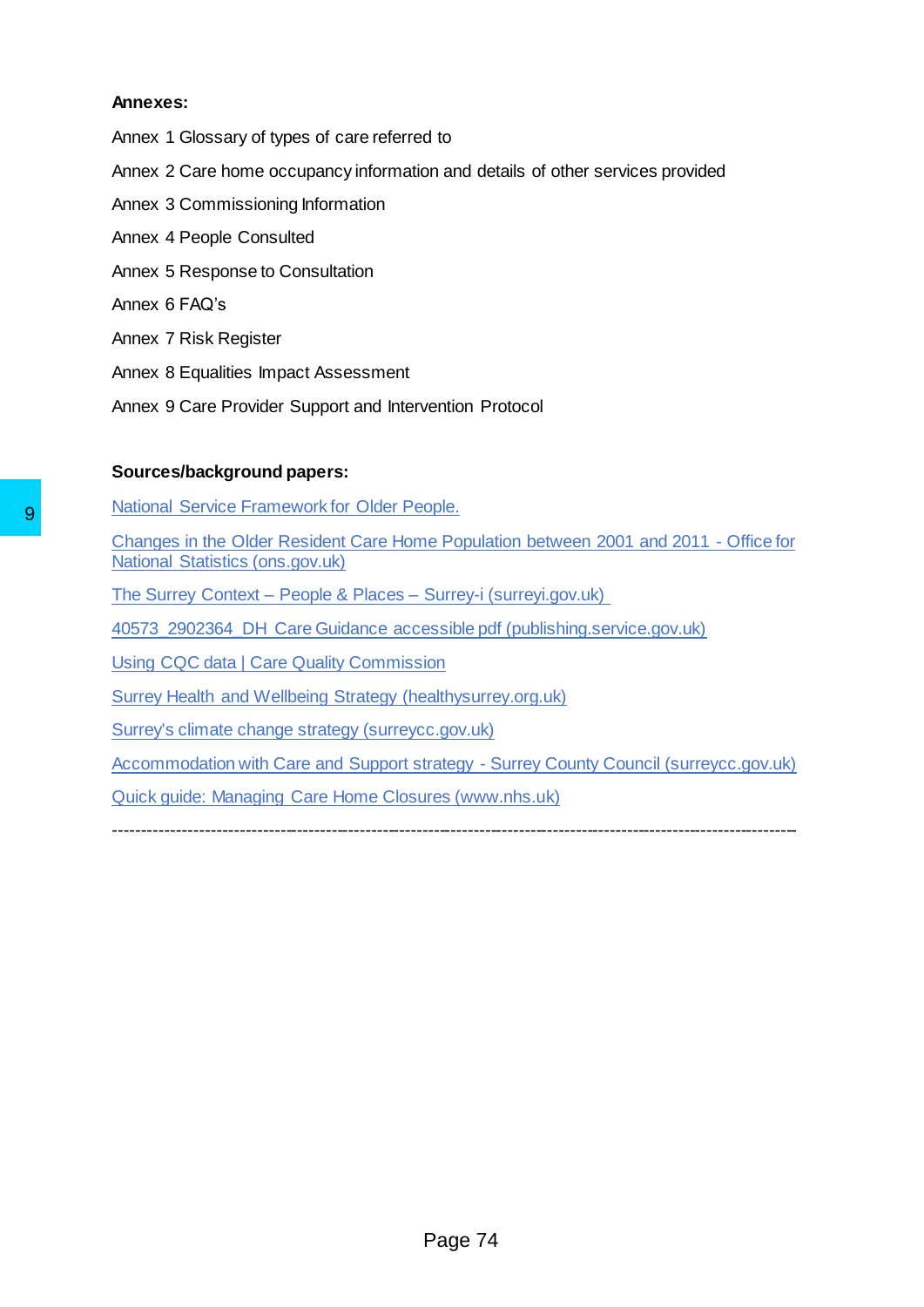**Annexes:**

Annex 1 Glossary of types of care referred to

Annex 2 Care home occupancy information and details of other services provided

Annex 3 Commissioning Information

Annex 4 People Consulted

Annex 5 Response to Consultation

Annex 6 FAQ's

Annex 7 Risk Register

Annex 8 Equalities Impact Assessment

Annex 9 Care Provider Support and Intervention Protocol

**Sources/background papers:**

National Service Framework for Older People.

Changes in the Older Resident Care Home Population between 2001 and 2011 - Office for National Statistics (ons.gov.uk)

The Surrey Context – People & Places – Surrey-i (surreyi.gov.uk)

40573_2902364_DH_Care Guidance accessible pdf (publishing.service.gov.uk)

Using CQC data | Care Quality Commission

Surrey Health and Wellbeing Strategy (healthysurrey.org.uk)

Surrey's climate change strategy (surreycc.gov.uk)

Accommodation with Care and Support strategy - Surrey County Council (surreycc.gov.uk)

Quick guide: Managing Care Home Closures (www.nhs.uk)

---